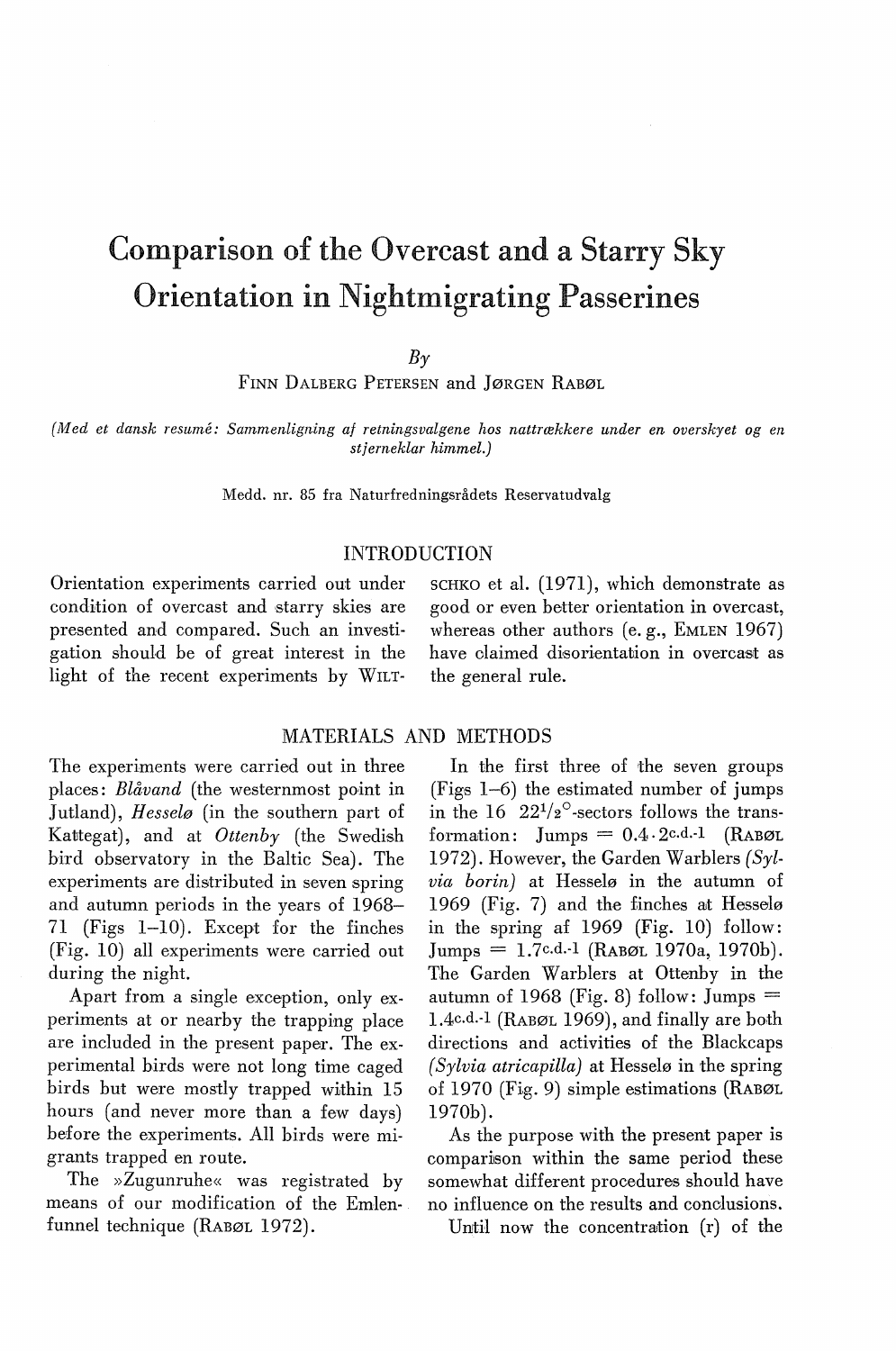# Comparison of the Overcast and a Starry Sky Orientation in Nightmigrating Passerines

By

FINN DALBERG PETERSEN and JØRGEN RABØL

*(Med et dansk resumé: Sammenligning af retningsvalgene hos nattrækkere under en overskyet og en stjerneklar himmel.)*

Medd. nr. 85 fra Naturfredningsrådets Reservatudvalg

## INTRODUCTION

Orientation experiments carried out under condition of overcast and starry skies are presented and compared. Such an investigation should be of great interest in the light of the recent experiments by WILTSCHKO et al. (1971), which demonstrate as good or even better orientation in overcast, whereas other authors (e.g., EMLEN 1967) have claimed disorientation in overcast as the general rule.

## MATERIALS AND METHODS

The experiments were carried out in three places: *Blåvand* (the westernmost point in Jutland), *Hesselø* (in the southern part of Kattegat), and at *Ottenby* (the Swedish bird observatory in the Baltic Sea). The experiments are distributed in seven spring and autumn periods in the years of 1968–71 (Figs 1–10). Except for the finches (Fig. 10) all experiments were carried out during the night.

Apart from a single exception, only experiments at or nearby the trapping place are included in the present paper. The experimental birds were not long time caged birds but were mostly trapped within 15 hours (and never more than a few days) before the experiments. All birds were migrants trapped en route.

The »Zugunruhe« was registrated by means of our modification of the Emlen-funnel technique (RABØL 1972).

In the first three of the seven groups (Figs 1–6) the estimated number of jumps in the 16 $22^1/_2{}^\circ$-sectors follows the transformation: Jumps = $0.4 \cdot 2^{\text{c.d.-1}}$ (RABØL 1972). However, the Garden Warblers *(Sylvia borin)* at Hesselø in the autumn of 1969 (Fig. 7) and the finches at Hesselø in the spring af 1969 (Fig. 10) follow: Jumps = $1.7^{\text{c.d.-1}}$ (RABØL 1970a, 1970b). The Garden Warblers at Ottenby in the autumn of 1968 (Fig. 8) follow: Jumps = $1.4^{\text{c.d.-1}}$ (RABØL 1969), and finally are both directions and activities of the Blackcaps *(Sylvia atricapilla)* at Hesselø in the spring of 1970 (Fig. 9) simple estimations (RABØL 1970b).

As the purpose with the present paper is comparison within the same period these somewhat different procedures should have no influence on the results and conclusions.

Until now the concentration (r) of the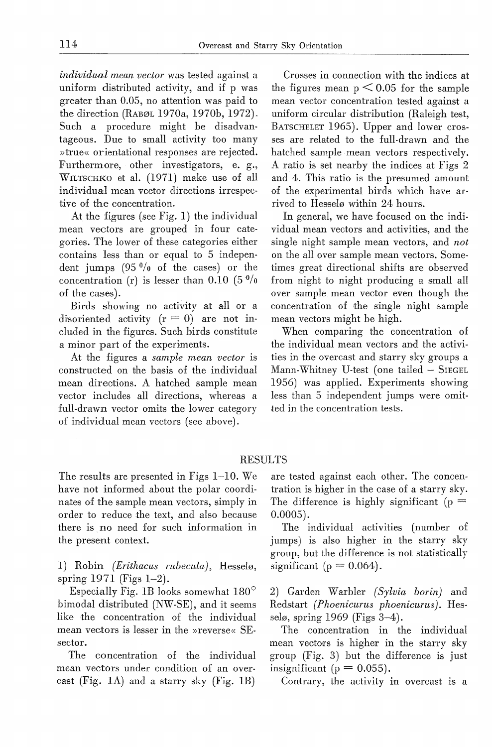*individual mean vector* was tested against a uniform distributed activity, and if p was greater than 0.05, no attention was paid to the direction (RABØL 1970a, 1970b, 1972). Such a procedure might be disadvantageous. Due to small activity too many »true« orientational responses are rejected. Furthermore, other investigators, e. g., WILTSCHKO et al. (1971) make use of all individual mean vector directions irrespective of the concentration.

At the figures (see Fig. 1) the individual mean vectors are grouped in four categories. The lower of these categories either contains less than or equal to 5 independent jumps (95 % of the cases) or the concentration (r) is lesser than 0.10 (5 % of the cases).

Birds showing no activity at all or a disoriented activity ($r = 0$) are not included in the figures. Such birds constitute a minor part of the experiments.

At the figures a *sample mean vector* is constructed on the basis of the individual mean directions. A hatched sample mean vector includes all directions, whereas a full-drawn vector omits the lower category of individual mean vectors (see above).

Crosses in connection with the indices at the figures mean $p < 0.05$ for the sample mean vector concentration tested against a uniform circular distribution (Raleigh test, BATSCHELET 1965). Upper and lower crosses are related to the full-drawn and the hatched sample mean vectors respectively. A ratio is set nearby the indices at Figs 2 and 4. This ratio is the presumed amount of the experimental birds which have arrived to Hesselø within 24 hours.

In general, we have focused on the individual mean vectors and activities, and the single night sample mean vectors, and *not* on the all over sample mean vectors. Sometimes great directional shifts are observed from night to night producing a small all over sample mean vector even though the concentration of the single night sample mean vectors might be high.

When comparing the concentration of the individual mean vectors and the activities in the overcast and starry sky groups a Mann-Whitney U-test (one tailed – SIEGEL 1956) was applied. Experiments showing less than 5 independent jumps were omitted in the concentration tests.

## RESULTS

The results are presented in Figs 1–10. We have not informed about the polar coordinates of the sample mean vectors, simply in order to reduce the text, and also because there is no need for such information in the present context.

1) Robin *(Erithacus rubecula)*, Hesselø, spring 1971 (Figs 1–2).

Especially Fig. 1B looks somewhat 180° bimodal distributed (NW-SE), and it seems like the concentration of the individual mean vectors is lesser in the »reverse« SE-sector.

The concentration of the individual mean vectors under condition of an overcast (Fig. 1A) and a starry sky (Fig. 1B) are tested against each other. The concentration is higher in the case of a starry sky. The difference is highly significant ($p = 0.0005$).

The individual activities (number of jumps) is also higher in the starry sky group, but the difference is not statistically significant ($p = 0.064$).

2) Garden Warbler *(Sylvia borin)* and Redstart *(Phoenicurus phoenicurus)*. Hesselø, spring 1969 (Figs 3–4).

The concentration in the individual mean vectors is higher in the starry sky group (Fig. 3) but the difference is just insignificant ($p = 0.055$).

Contrary, the activity in overcast is a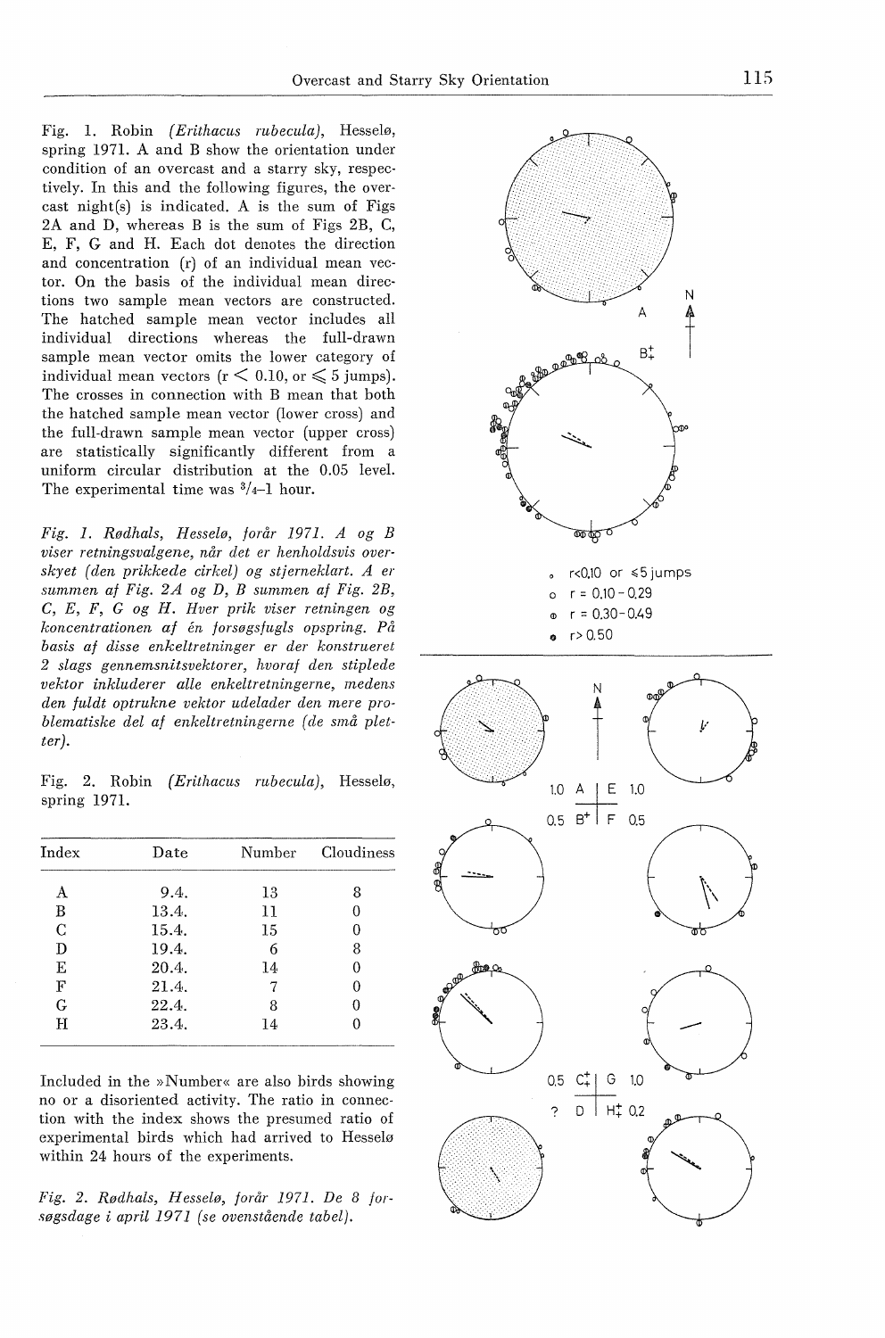Fig. 1. Robin *(Erithacus rubecula)*, Hesselø, spring 1971. A and B show the orientation under condition of an overcast and a starry sky, respectively. In this and the following figures, the overcast night(s) is indicated. A is the sum of Figs 2A and D, whereas B is the sum of Figs 2B, C, E, F, G and H. Each dot denotes the direction and concentration (r) of an individual mean vector. On the basis of the individual mean directions two sample mean vectors are constructed. The hatched sample mean vector includes all individual directions whereas the full-drawn sample mean vector omits the lower category of individual mean vectors ($r < 0.10$, or $\leqslant 5$ jumps). The crosses in connection with B mean that both the hatched sample mean vector (lower cross) and the full-drawn sample mean vector (upper cross) are statistically significantly different from a uniform circular distribution at the 0.05 level. The experimental time was 3/4–1 hour.

*Fig. 1. Rødhals, Hesselø, forår 1971. A og B viser retningsvalgene, når det er henholdsvis overskyet (den prikkede cirkel) og stjerneklart. A er summen af Fig. 2A og D, B summen af Fig. 2B, C, E, F, G og H. Hver prik viser retningen og koncentrationen af én forsøgsfugls opspring. På basis af disse enkeltretninger er der konstrueret 2 slags gennemsnitsvektorer, hvoraf den stiplede vektor inkluderer alle enkeltretningerne, medens den fuldt optrukne vektor udelader den mere problematiske del af enkeltretningerne (de små pletter).*

- $r < 0.10$ or $\leqslant 5$ jumps
- $r = 0.10 - 0.29$
- $r = 0.30 - 0.49$
- $r > 0.50$

Fig. 2. Robin *(Erithacus rubecula)*, Hesselø, spring 1971.

| Index | Date | Number | Cloudiness |
|---|---|---|---|
| A | 9.4. | 13 | 8 |
| B | 13.4. | 11 | 0 |
| C | 15.4. | 15 | 0 |
| D | 19.4. | 6 | 8 |
| E | 20.4. | 14 | 0 |
| F | 21.4. | 7 | 0 |
| G | 22.4. | 8 | 0 |
| H | 23.4. | 14 | 0 |

Included in the »Number« are also birds showing no or a disoriented activity. The ratio in connection with the index shows the presumed ratio of experimental birds which had arrived to Hesselø within 24 hours of the experiments.

*Fig. 2. Rødhals, Hesselø, forår 1971. De 8 forsøgsdage i april 1971 (se ovenstående tabel).*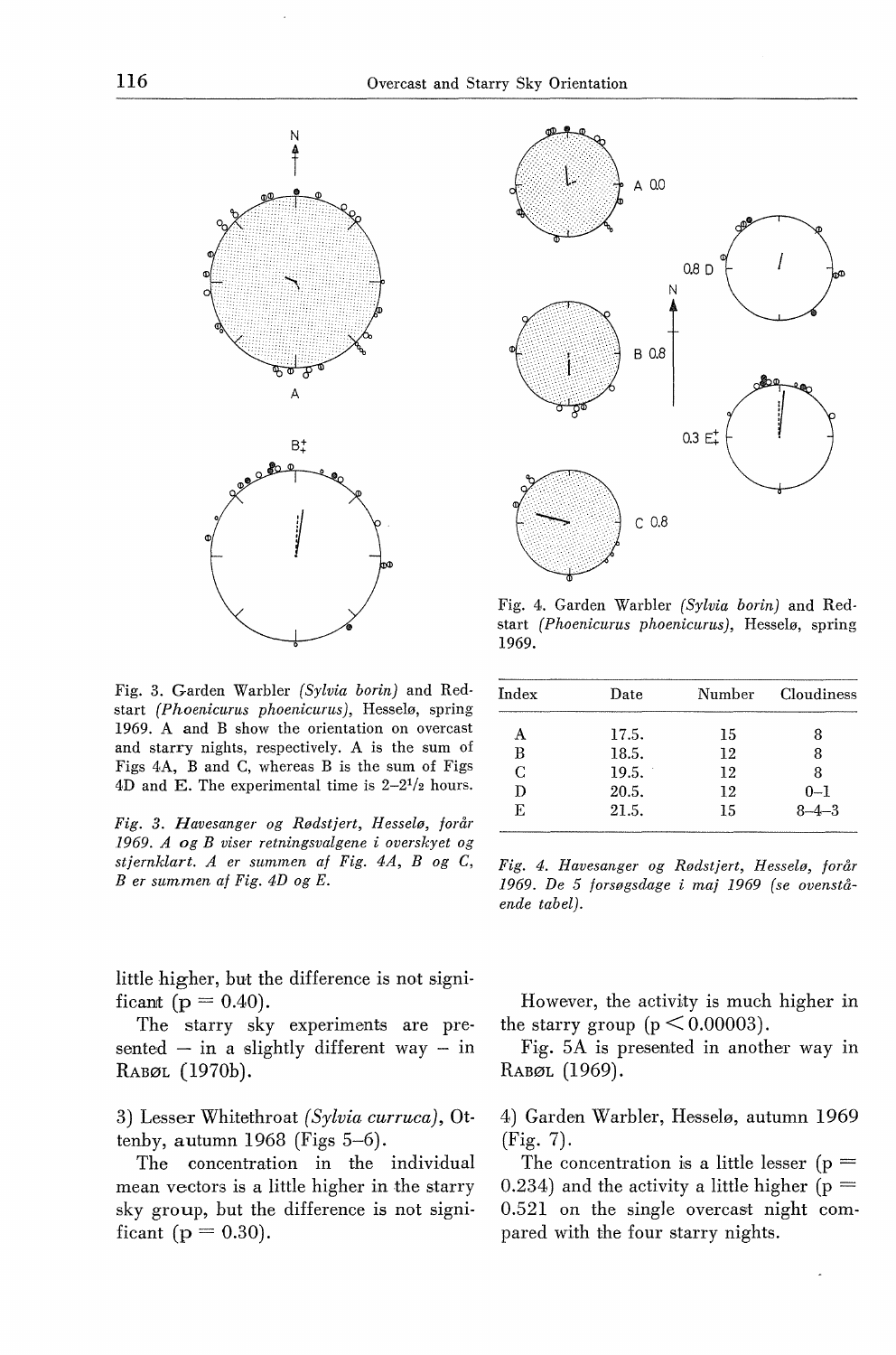Fig. 3. Garden Warbler *(Sylvia borin)* and Redstart *(Phoenicurus phoenicurus)*, Hesselø, spring 1969. A and B show the orientation on overcast and starry nights, respectively. A is the sum of Figs 4A, B and C, whereas B is the sum of Figs 4D and E. The experimental time is 2–2½ hours.

*Fig. 3. Havesanger og Rødstjert, Hesselø, forår 1969. A og B viser retningsvalgene i overskyet og stjernklart. A er summen af Fig. 4A, B og C, B er summen af Fig. 4D og E.*

Fig. 4. Garden Warbler *(Sylvia borin)* and Redstart *(Phoenicurus phoenicurus)*, Hesselø, spring 1969.

| Index | Date | Number | Cloudiness |
|---|---|---|---|
| A | 17.5. | 15 | 8 |
| B | 18.5. | 12 | 8 |
| C | 19.5. | 12 | 8 |
| D | 20.5. | 12 | 0–1 |
| E | 21.5. | 15 | 8–4–3 |

*Fig. 4. Havesanger og Rødstjert, Hesselø, forår 1969. De 5 forsøgsdage i maj 1969 (se ovenstående tabel).*

little higher, but the difference is not significant ($p = 0.40$).

The starry sky experiments are presented – in a slightly different way – in RABØL (1970b).

3) Lesser Whitethroat *(Sylvia curruca)*, Ottenby, autumn 1968 (Figs 5–6).

The concentration in the individual mean vectors is a little higher in the starry sky group, but the difference is not significant ($p = 0.30$).

However, the activity is much higher in the starry group ($p < 0.00003$).

Fig. 5A is presented in another way in RABØL (1969).

4) Garden Warbler, Hesselø, autumn 1969 (Fig. 7).

The concentration is a little lesser ($p = 0.234$) and the activity a little higher ($p = 0.521$ on the single overcast night compared with the four starry nights.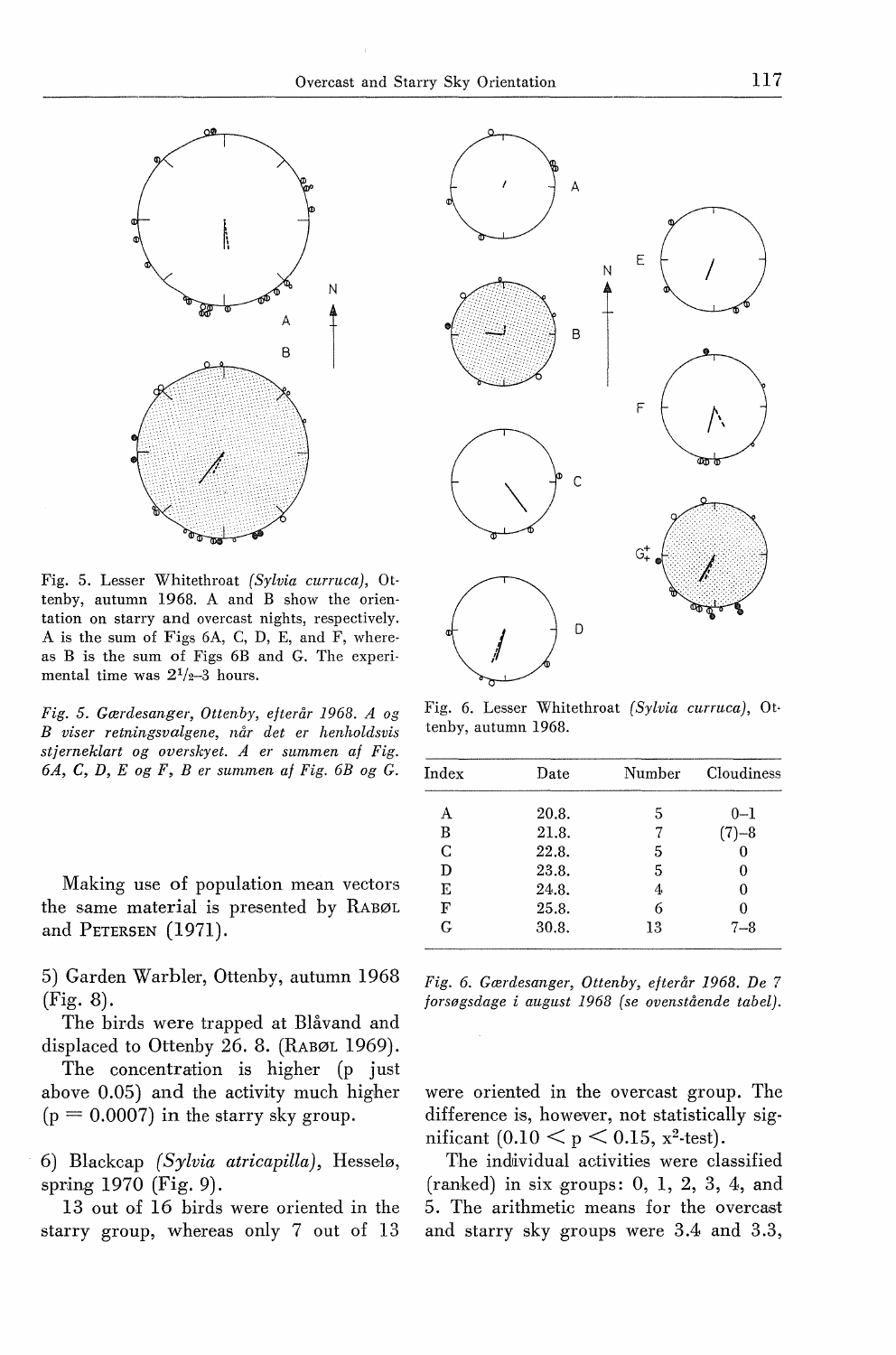Fig. 5. Lesser Whitethroat *(Sylvia curruca)*, Ottenby, autumn 1968. A and B show the orientation on starry and overcast nights, respectively. A is the sum of Figs 6A, C, D, E, and F, whereas B is the sum of Figs 6B and G. The experimental time was $2^1/_2$–3 hours.

*Fig. 5. Gærdesanger, Ottenby, efterår 1968. A og B viser retningsvalgene, når det er henholdsvis stjerneklart og overskyet. A er summen af Fig. 6A, C, D, E og F, B er summen af Fig. 6B og G.*

Fig. 6. Lesser Whitethroat *(Sylvia curruca)*, Ottenby, autumn 1968.

| Index | Date | Number | Cloudiness |
|---|---|---|---|
| A | 20.8. | 5 | 0–1 |
| B | 21.8. | 7 | (7)–8 |
| C | 22.8. | 5 | 0 |
| D | 23.8. | 5 | 0 |
| E | 24.8. | 4 | 0 |
| F | 25.8. | 6 | 0 |
| G | 30.8. | 13 | 7–8 |

*Fig. 6. Gærdesanger, Ottenby, efterår 1968. De 7 forsøgsdage i august 1968 (se ovenstående tabel).*

Making use of population mean vectors the same material is presented by RABØL and PETERSEN (1971).

5) Garden Warbler, Ottenby, autumn 1968 (Fig. 8).

The birds were trapped at Blåvand and displaced to Ottenby 26. 8. (RABØL 1969).

The concentration is higher (p just above 0.05) and the activity much higher ($p = 0.0007$) in the starry sky group.

6) Blackcap *(Sylvia atricapilla)*, Hesselø, spring 1970 (Fig. 9).

13 out of 16 birds were oriented in the starry group, whereas only 7 out of 13 were oriented in the overcast group. The difference is, however, not statistically significant ($0.10 < p < 0.15$, $x^2$-test).

The individual activities were classified (ranked) in six groups: 0, 1, 2, 3, 4, and 5. The arithmetic means for the overcast and starry sky groups were 3.4 and 3.3,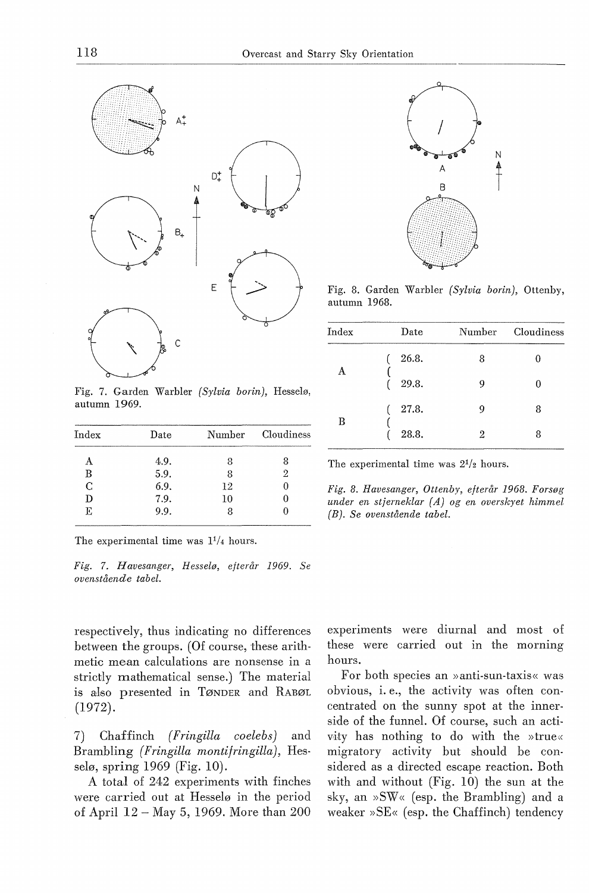Fig. 7. Garden Warbler *(Sylvia borin)*, Hesselø, autumn 1969.

| Index | Date | Number | Cloudiness |
|---|---|---|---|
| A | 4.9. | 8 | 8 |
| B | 5.9. | 8 | 2 |
| C | 6.9. | 12 | 0 |
| D | 7.9. | 10 | 0 |
| E | 9.9. | 8 | 0 |

The experimental time was $1^1/_4$ hours.

*Fig. 7. Havesanger, Hesselø, efterår 1969. Se ovenstående tabel.*

Fig. 8. Garden Warbler *(Sylvia borin)*, Ottenby, autumn 1968.

| Index | Date | Number | Cloudiness |
|---|---|---|---|
| A | 26.8. | 8 | 0 |
| | 29.8. | 9 | 0 |
| B | 27.8. | 9 | 8 |
| | 28.8. | 2 | 8 |

The experimental time was $2^1/_2$ hours.

*Fig. 8. Havesanger, Ottenby, efterår 1968. Forsøg under en stjerneklar (A) og en overskyet himmel (B). Se ovenstående tabel.*

respectively, thus indicating no differences between the groups. (Of course, these arithmetic mean calculations are nonsense in a strictly mathematical sense.) The material is also presented in TØNDER and RABØL (1972).

7) Chaffinch *(Fringilla coelebs)* and Brambling *(Fringilla montifringilla)*, Hesselø, spring 1969 (Fig. 10).

A total of 242 experiments with finches were carried out at Hesselø in the period of April 12 – May 5, 1969. More than 200 experiments were diurnal and most of these were carried out in the morning hours.

For both species an »anti-sun-taxis« was obvious, i. e., the activity was often concentrated on the sunny spot at the innerside of the funnel. Of course, such an activity has nothing to do with the »true« migratory activity but should be considered as a directed escape reaction. Both with and without (Fig. 10) the sun at the sky, an »SW« (esp. the Brambling) and a weaker »SE« (esp. the Chaffinch) tendency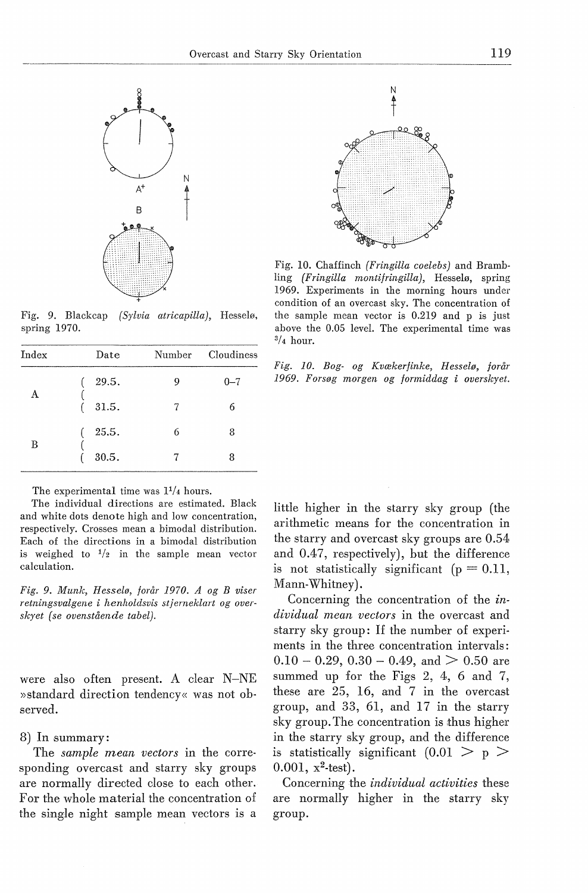Fig. 9. Blackcap *(Sylvia atricapilla)*, Hesselø, spring 1970.

| Index | Date | Number | Cloudiness |
|---|---|---|---|
| A | 29.5. | 9 | 0–7 |
| | 31.5. | 7 | 6 |
| B | 25.5. | 6 | 8 |
| | 30.5. | 7 | 8 |

The experimental time was $1^{1}/_{4}$ hours.

The individual directions are estimated. Black and white dots denote high and low concentration, respectively. Crosses mean a bimodal distribution. Each of the directions in a bimodal distribution is weighed to $^{1}/_{2}$ in the sample mean vector calculation.

*Fig. 9. Munk, Hesselø, forår 1970. A og B viser retningsvalgene i henholdsvis stjerneklart og overskyet (se ovenstående tabel).*

Fig. 10. Chaffinch *(Fringilla coelebs)* and Brambling *(Fringilla montifringilla)*, Hesselø, spring 1969. Experiments in the morning hours under condition of an overcast sky. The concentration of the sample mean vector is 0.219 and p is just above the 0.05 level. The experimental time was $^{3}/_{4}$ hour.

*Fig. 10. Bog- og Kvækerfinke, Hesselø, forår 1969. Forsøg morgen og formiddag i overskyet.*

were also often present. A clear N–NE »standard direction tendency« was not observed.

8) In summary:

The *sample mean vectors* in the corresponding overcast and starry sky groups are normally directed close to each other. For the whole material the concentration of the single night sample mean vectors is a little higher in the starry sky group (the arithmetic means for the concentration in the starry and overcast sky groups are 0.54 and 0.47, respectively), but the difference is not statistically significant ($p = 0.11$, Mann-Whitney).

Concerning the concentration of the *individual mean vectors* in the overcast and starry sky group: If the number of experiments in the three concentration intervals: 0.10 – 0.29, 0.30 – 0.49, and $> 0.50$ are summed up for the Figs 2, 4, 6 and 7, these are 25, 16, and 7 in the overcast group, and 33, 61, and 17 in the starry sky group. The concentration is thus higher in the starry sky group, and the difference is statistically significant ($0.01 > p > 0.001$, $x^2$-test).

Concerning the *individual activities* these are normally higher in the starry sky group.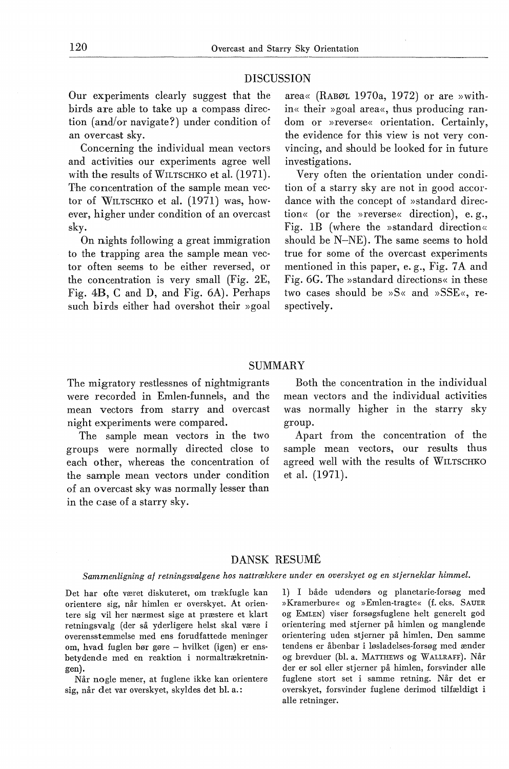## DISCUSSION

Our experiments clearly suggest that the birds are able to take up a compass direction (and/or navigate?) under condition of an overcast sky.

Concerning the individual mean vectors and activities our experiments agree well with the results of WILTSCHKO et al. (1971). The concentration of the sample mean vector of WILTSCHKO et al. (1971) was, however, higher under condition of an overcast sky.

On nights following a great immigration to the trapping area the sample mean vector often seems to be either reversed, or the concentration is very small (Fig. 2E, Fig. 4B, C and D, and Fig. 6A). Perhaps such birds either had overshot their »goal area« (RABØL 1970a, 1972) or are »within« their »goal area«, thus producing random or »reverse« orientation. Certainly, the evidence for this view is not very convincing, and should be looked for in future investigations.

Very often the orientation under condition of a starry sky are not in good accordance with the concept of »standard direction« (or the »reverse« direction), e. g., Fig. 1B (where the »standard direction« should be N–NE). The same seems to hold true for some of the overcast experiments mentioned in this paper, e. g., Fig. 7A and Fig. 6G. The »standard directions« in these two cases should be »S« and »SSE«, respectively.

## SUMMARY

The migratory restlessnes of nightmigrants were recorded in Emlen-funnels, and the mean vectors from starry and overcast night experiments were compared.

The sample mean vectors in the two groups were normally directed close to each other, whereas the concentration of the sample mean vectors under condition of an overcast sky was normally lesser than in the case of a starry sky.

Both the concentration in the individual mean vectors and the individual activities was normally higher in the starry sky group.

Apart from the concentration of the sample mean vectors, our results thus agreed well with the results of WILTSCHKO et al. (1971).

## DANSK RESUMÉ

*Sammenligning af retningsvalgene hos nattrækkere under en overskyet og en stjerneklar himmel.*

Det har ofte været diskuteret, om trækfugle kan orientere sig, når himlen er overskyet. At orientere sig vil her nærmest sige at præstere et klart retningsvalg (der så yderligere helst skal være i overensstemmelse med ens forudfattede meninger om, hvad fuglen bør gøre – hvilket (igen) er ensbetydende med en reaktion i normaltrækretningen).

Når nogle mener, at fuglene ikke kan orientere sig, når det var overskyet, skyldes det bl. a.:

1) I både udendørs og planetarie-forsøg med »Kramerbure« og »Emlen-tragte« (f. eks. SAUER og EMLEN) viser forsøgsfuglene helt generelt god orientering med stjerner på himlen og manglende orientering uden stjerner på himlen. Den samme tendens er åbenbar i løsladelses-forsøg med ænder og brevduer (bl. a. MATTHEWS og WALLRAFF). Når der er sol eller stjerner på himlen, forsvinder alle fuglene stort set i samme retning. Når det er overskyet, forsvinder fuglene derimod tilfældigt i alle retninger.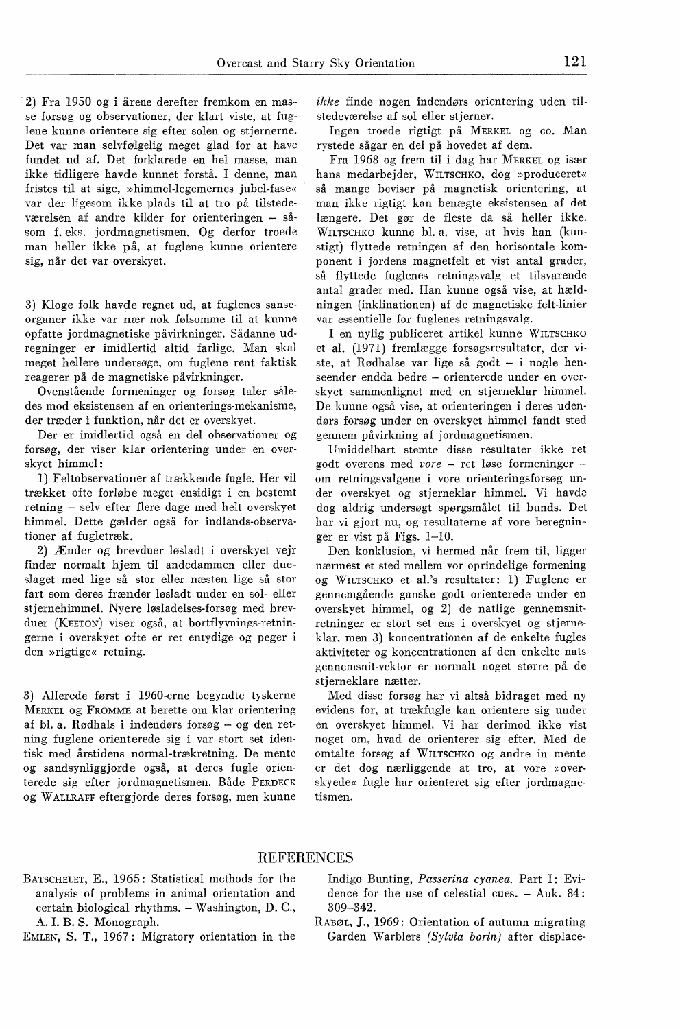2) Fra 1950 og i årene derefter fremkom en masse forsøg og observationer, der klart viste, at fuglene kunne orientere sig efter solen og stjernerne. Det var man selvfølgelig meget glad for at have fundet ud af. Det forklarede en hel masse, man ikke tidligere havde kunnet forstå. I denne, man fristes til at sige, »himmel-legemernes jubel-fase« var der ligesom ikke plads til at tro på tilstedeværelsen af andre kilder for orienteringen – såsom f. eks. jordmagnetismen. Og derfor troede man heller ikke på, at fuglene kunne orientere sig, når det var overskyet.

3) Kloge folk havde regnet ud, at fuglenes sanseorganer ikke var nær nok følsomme til at kunne opfatte jordmagnetiske påvirkninger. Sådanne udregninger er imidlertid altid farlige. Man skal meget hellere undersøge, om fuglene rent faktisk reagerer på de magnetiske påvirkninger.

Ovenstående formeninger og forsøg taler således mod eksistensen af en orienterings-mekanisme, der træder i funktion, når det er overskyet.

Der er imidlertid også en del observationer og forsøg, der viser klar orientering under en overskyet himmel:

1) Feltobservationer af trækkende fugle. Her vil trækket ofte forløbe meget ensidigt i en bestemt retning – selv efter flere dage med helt overskyet himmel. Dette gælder også for indlands-observationer af fugletræk.

2) Ænder og brevduer løsladt i overskyet vejr finder normalt hjem til andedammen eller dueslaget med lige så stor eller næsten lige så stor fart som deres frænder løsladt under en sol- eller stjernehimmel. Nyere løsladelses-forsøg med brevduer (KEETON) viser også, at bortflyvnings-retningerne i overskyet ofte er ret entydige og peger i den »rigtige« retning.

3) Allerede først i 1960-erne begyndte tyskerne MERKEL og FROMME at berette om klar orientering af bl. a. Rødhals i indendørs forsøg – og den retning fuglene orienterede sig i var stort set identisk med årstidens normal-trækretning. De mente og sandsynliggjorde også, at deres fugle orienterede sig efter jordmagnetismen. Både PERDECK og WALLRAFF eftergjorde deres forsøg, men kunne *ikke* finde nogen indendørs orientering uden tilstedeværelse af sol eller stjerner.

Ingen troede rigtigt på MERKEL og co. Man rystede sågar en del på hovedet af dem.

Fra 1968 og frem til i dag har MERKEL og især hans medarbejder, WILTSCHKO, dog »produceret« så mange beviser på magnetisk orientering, at man ikke rigtigt kan benægte eksistensen af det længere. Det gør de fleste da så heller ikke. WILTSCHKO kunne bl. a. vise, at hvis han (kunstigt) flyttede retningen af den horisontale komponent i jordens magnetfelt et vist antal grader, så flyttede fuglenes retningsvalg et tilsvarende antal grader med. Han kunne også vise, at hældningen (inklinationen) af de magnetiske felt-linier var essentielle for fuglenes retningsvalg.

I en nylig publiceret artikel kunne WILTSCHKO et al. (1971) fremlægge forsøgsresultater, der viste, at Rødhalse var lige så godt – i nogle henseender endda bedre – orienterede under en overskyet sammenlignet med en stjerneklar himmel. De kunne også vise, at orienteringen i deres udendørs forsøg under en overskyet himmel fandt sted gennem påvirkning af jordmagnetismen.

Umiddelbart stemte disse resultater ikke ret godt overens med *vore* – ret løse formeninger – om retningsvalgene i vore orienteringsforsøg under overskyet og stjerneklar himmel. Vi havde dog aldrig undersøgt spørgsmålet til bunds. Det har vi gjort nu, og resultaterne af vore beregninger er vist på Figs. 1–10.

Den konklusion, vi hermed når frem til, ligger nærmest et sted mellem vor oprindelige formening og WILTSCHKO et al.'s resultater: 1) Fuglene er gennemgående ganske godt orienterede under en overskyet himmel, og 2) de natlige gennemsnitretninger er stort set ens i overskyet og stjerneklar, men 3) koncentrationen af de enkelte fugles aktiviteter og koncentrationen af den enkelte nats gennemsnit-vektor er normalt noget større på de stjerneklare nætter.

Med disse forsøg har vi altså bidraget med ny evidens for, at trækfugle kan orientere sig under en overskyet himmel. Vi har derimod ikke vist noget om, hvad de orienterer sig efter. Med de omtalte forsøg af WILTSCHKO og andre in mente er det dog nærliggende at tro, at vore »overskyede« fugle har orienteret sig efter jordmagnetismen.

## REFERENCES

BATSCHELET, E., 1965: Statistical methods for the analysis of problems in animal orientation and certain biological rhythms. – Washington, D. C., A. I. B. S. Monograph.

EMLEN, S. T., 1967: Migratory orientation in the Indigo Bunting, *Passerina cyanea*. Part I: Evidence for the use of celestial cues. – Auk. 84: 309–342.

RABØL, J., 1969: Orientation of autumn migrating Garden Warblers *(Sylvia borin)* after displace-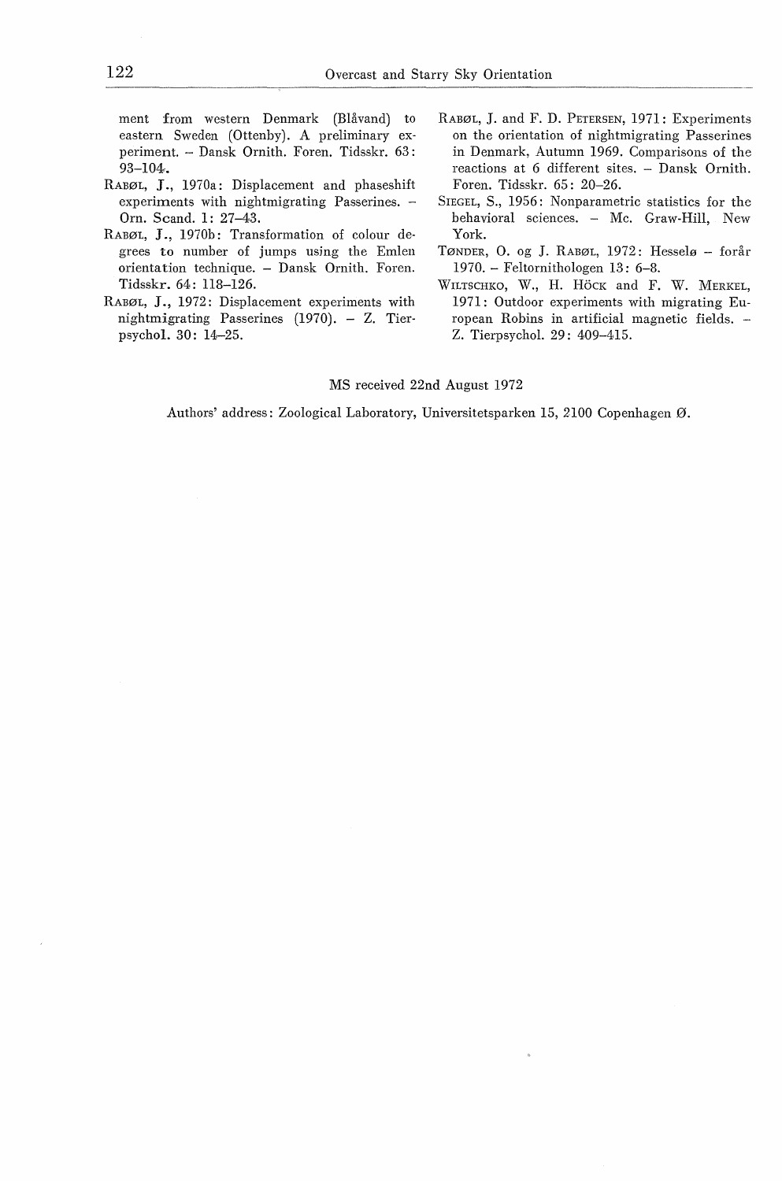ment from western Denmark (Blåvand) to eastern Sweden (Ottenby). A preliminary experiment. – Dansk Ornith. Foren. Tidsskr. 63: 93–104.

RABØL, J., 1970a: Displacement and phaseshift experiments with nightmigrating Passerines. – Orn. Scand. 1: 27–43.

RABØL, J., 1970b: Transformation of colour degrees to number of jumps using the Emlen orientation technique. – Dansk Ornith. Foren. Tidsskr. 64: 118–126.

RABØL, J., 1972: Displacement experiments with nightmigrating Passerines (1970). – Z. Tierpsychol. 30: 14–25.

RABØL, J. and F. D. PETERSEN, 1971: Experiments on the orientation of nightmigrating Passerines in Denmark, Autumn 1969. Comparisons of the reactions at 6 different sites. – Dansk Ornith. Foren. Tidsskr. 65: 20–26.

SIEGEL, S., 1956: Nonparametric statistics for the behavioral sciences. – Mc. Graw-Hill, New York.

TØNDER, O. og J. RABØL, 1972: Hesselø – forår 1970. – Feltornithologen 13: 6–8.

WILTSCHKO, W., H. HÖCK and F. W. MERKEL, 1971: Outdoor experiments with migrating European Robins in artificial magnetic fields. – Z. Tierpsychol. 29: 409–415.

MS received 22nd August 1972

Authors' address: Zoological Laboratory, Universitetsparken 15, 2100 Copenhagen Ø.